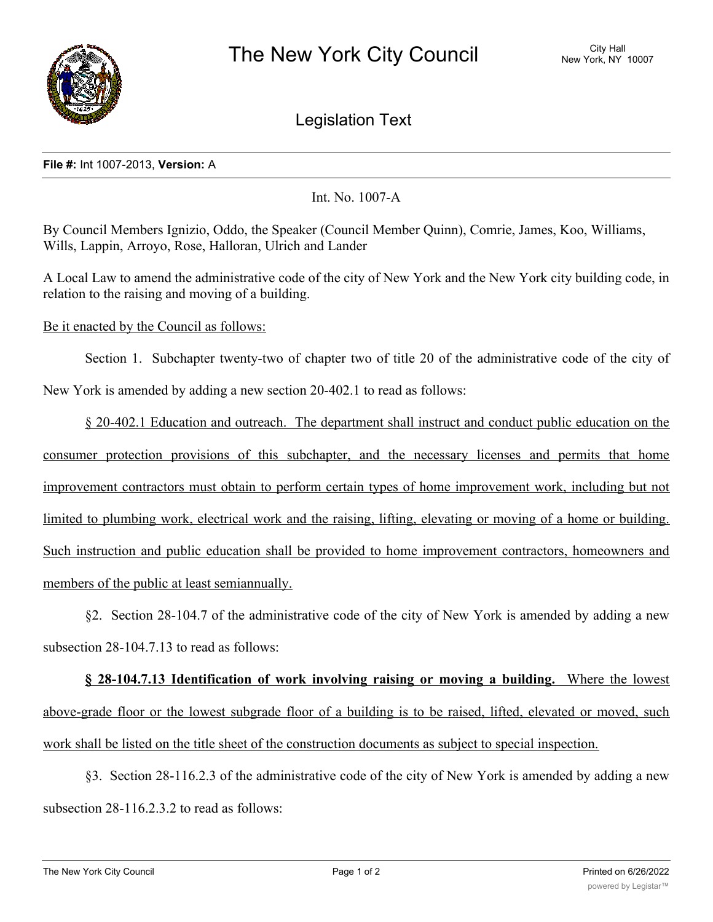# The New York City Council

City Hall
New York, NY 10007

## Legislation Text

**File #:** Int 1007-2013, **Version:** A

Int. No. 1007-A

By Council Members Ignizio, Oddo, the Speaker (Council Member Quinn), Comrie, James, Koo, Williams, Wills, Lappin, Arroyo, Rose, Halloran, Ulrich and Lander

A Local Law to amend the administrative code of the city of New York and the New York city building code, in relation to the raising and moving of a building.

Be it enacted by the Council as follows:

Section 1. Subchapter twenty-two of chapter two of title 20 of the administrative code of the city of New York is amended by adding a new section 20-402.1 to read as follows:

§ 20-402.1 Education and outreach. The department shall instruct and conduct public education on the consumer protection provisions of this subchapter, and the necessary licenses and permits that home improvement contractors must obtain to perform certain types of home improvement work, including but not limited to plumbing work, electrical work and the raising, lifting, elevating or moving of a home or building. Such instruction and public education shall be provided to home improvement contractors, homeowners and members of the public at least semiannually.

§2. Section 28-104.7 of the administrative code of the city of New York is amended by adding a new subsection 28-104.7.13 to read as follows:

**§ 28-104.7.13 Identification of work involving raising or moving a building.** Where the lowest above-grade floor or the lowest subgrade floor of a building is to be raised, lifted, elevated or moved, such work shall be listed on the title sheet of the construction documents as subject to special inspection.

§3. Section 28-116.2.3 of the administrative code of the city of New York is amended by adding a new subsection 28-116.2.3.2 to read as follows: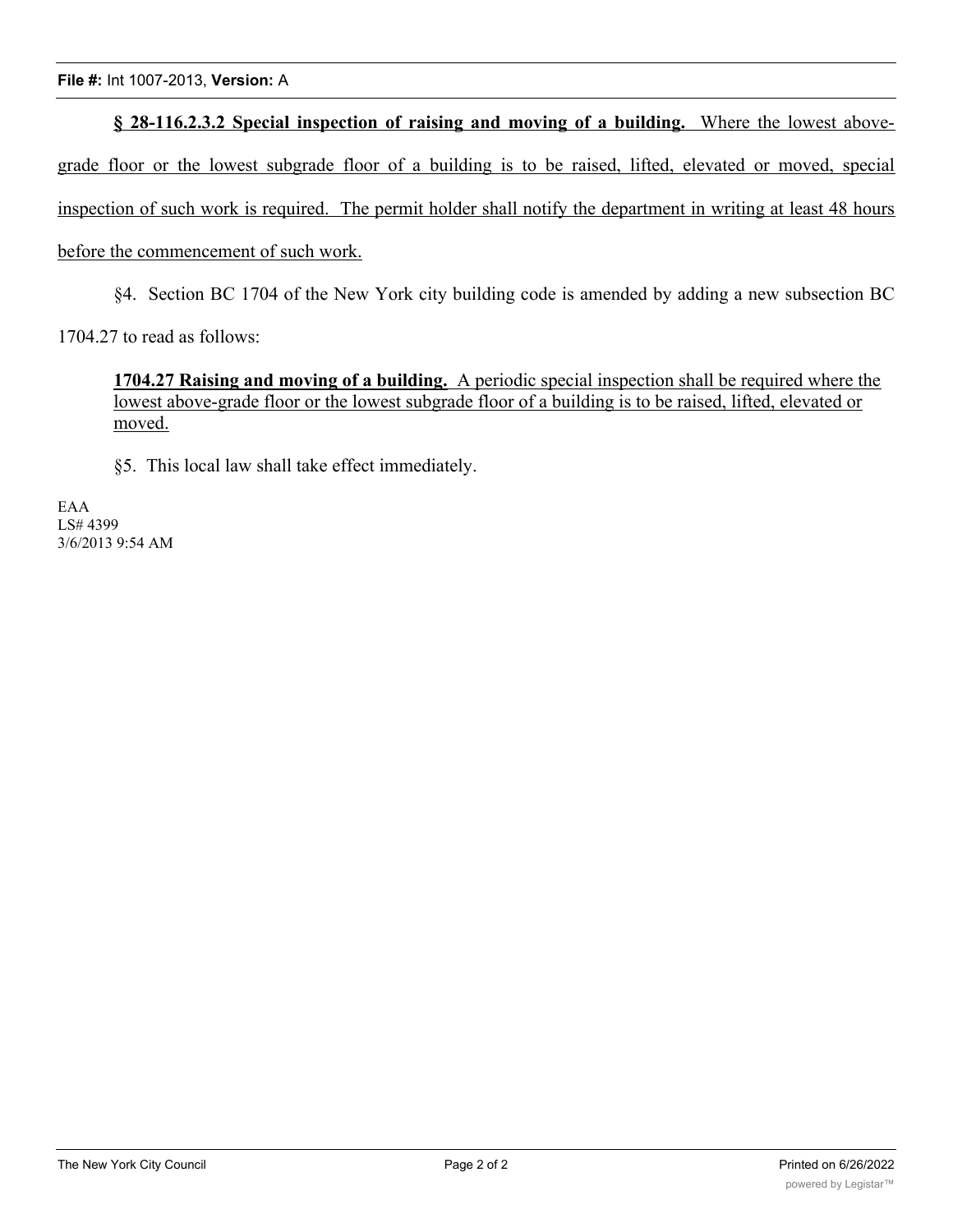**§ 28-116.2.3.2 Special inspection of raising and moving of a building.** Where the lowest above-grade floor or the lowest subgrade floor of a building is to be raised, lifted, elevated or moved, special inspection of such work is required. The permit holder shall notify the department in writing at least 48 hours before the commencement of such work.

§4. Section BC 1704 of the New York city building code is amended by adding a new subsection BC 1704.27 to read as follows:

> **1704.27 Raising and moving of a building.** A periodic special inspection shall be required where the lowest above-grade floor or the lowest subgrade floor of a building is to be raised, lifted, elevated or moved.

§5. This local law shall take effect immediately.

EAA
LS# 4399
3/6/2013 9:54 AM